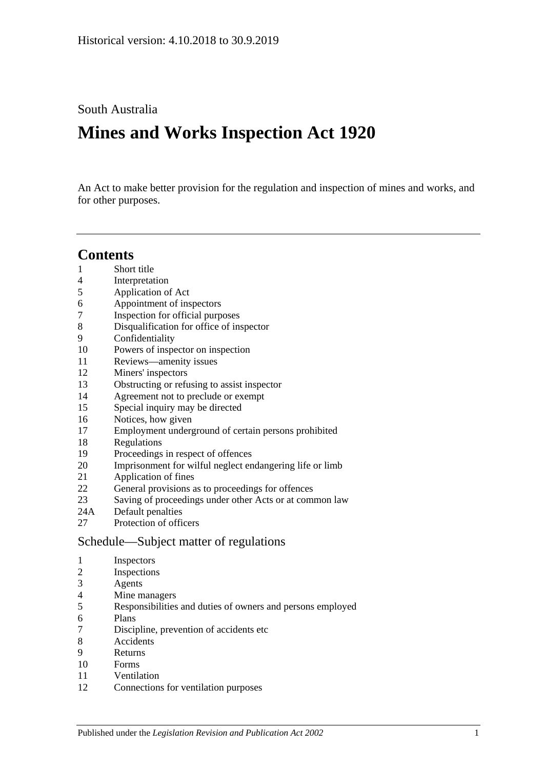Historical version: 4.10.2018 to 30.9.2019

South Australia

# Mines and Works Inspection Act 1920

An Act to make better provision for the regulation and inspection of mines and works, and for other purposes.

---

## Contents

1 Short title
4 Interpretation
5 Application of Act
6 Appointment of inspectors
7 Inspection for official purposes
8 Disqualification for office of inspector
9 Confidentiality
10 Powers of inspector on inspection
11 Reviews—amenity issues
12 Miners' inspectors
13 Obstructing or refusing to assist inspector
14 Agreement not to preclude or exempt
15 Special inquiry may be directed
16 Notices, how given
17 Employment underground of certain persons prohibited
18 Regulations
19 Proceedings in respect of offences
20 Imprisonment for wilful neglect endangering life or limb
21 Application of fines
22 General provisions as to proceedings for offences
23 Saving of proceedings under other Acts or at common law
24A Default penalties
27 Protection of officers

### Schedule—Subject matter of regulations

1 Inspectors
2 Inspections
3 Agents
4 Mine managers
5 Responsibilities and duties of owners and persons employed
6 Plans
7 Discipline, prevention of accidents etc
8 Accidents
9 Returns
10 Forms
11 Ventilation
12 Connections for ventilation purposes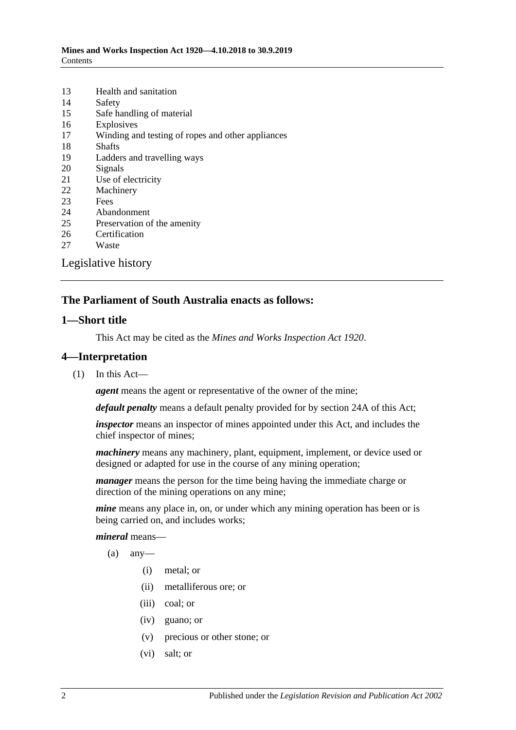13 Health and sanitation
14 Safety
15 Safe handling of material
16 Explosives
17 Winding and testing of ropes and other appliances
18 Shafts
19 Ladders and travelling ways
20 Signals
21 Use of electricity
22 Machinery
23 Fees
24 Abandonment
25 Preservation of the amenity
26 Certification
27 Waste

Legislative history

**The Parliament of South Australia enacts as follows:**

## 1—Short title

This Act may be cited as the *Mines and Works Inspection Act 1920*.

## 4—Interpretation

(1) In this Act—

***agent*** means the agent or representative of the owner of the mine;

***default penalty*** means a default penalty provided for by section 24A of this Act;

***inspector*** means an inspector of mines appointed under this Act, and includes the chief inspector of mines;

***machinery*** means any machinery, plant, equipment, implement, or device used or designed or adapted for use in the course of any mining operation;

***manager*** means the person for the time being having the immediate charge or direction of the mining operations on any mine;

***mine*** means any place in, on, or under which any mining operation has been or is being carried on, and includes works;

***mineral*** means—

(a) any—

(i) metal; or

(ii) metalliferous ore; or

(iii) coal; or

(iv) guano; or

(v) precious or other stone; or

(vi) salt; or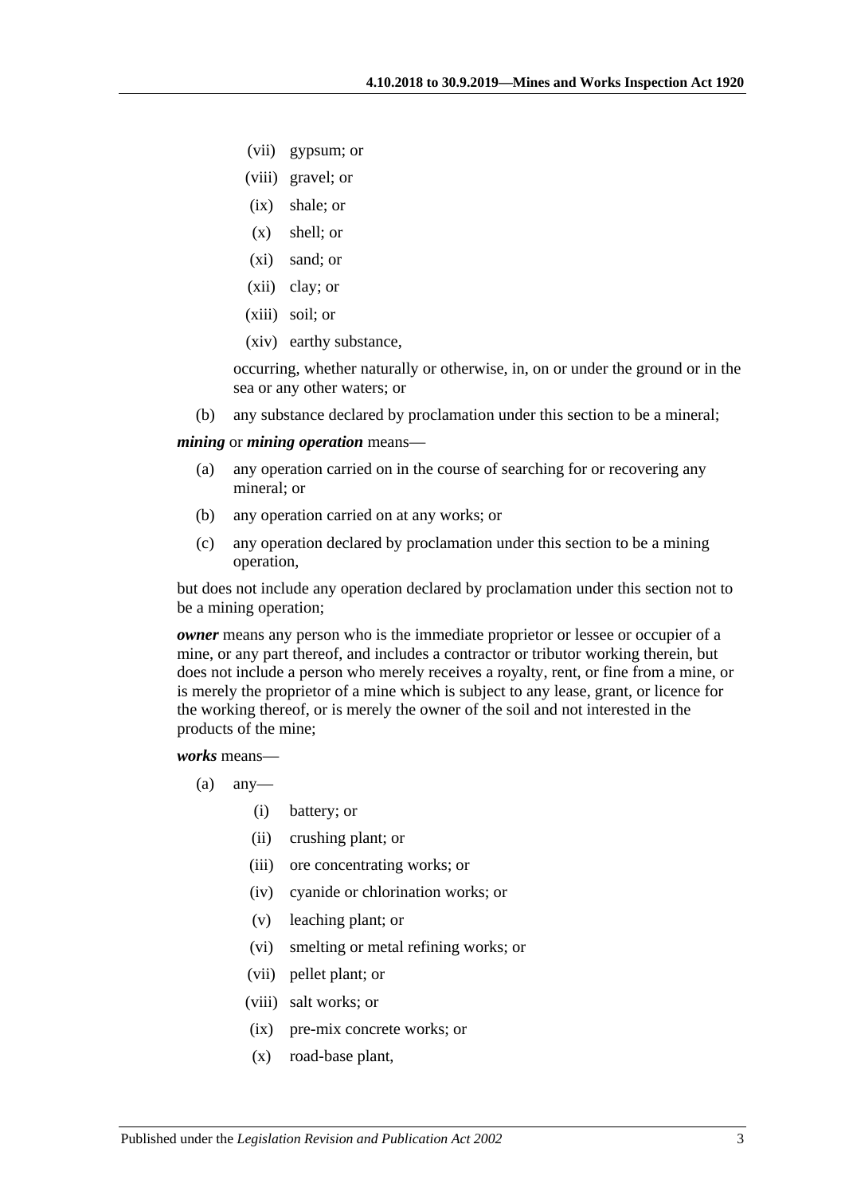(vii) gypsum; or

(viii) gravel; or

(ix) shale; or

(x) shell; or

(xi) sand; or

(xii) clay; or

(xiii) soil; or

(xiv) earthy substance,

occurring, whether naturally or otherwise, in, on or under the ground or in the sea or any other waters; or

(b) any substance declared by proclamation under this section to be a mineral;

***mining*** or ***mining operation*** means—

(a) any operation carried on in the course of searching for or recovering any mineral; or

(b) any operation carried on at any works; or

(c) any operation declared by proclamation under this section to be a mining operation,

but does not include any operation declared by proclamation under this section not to be a mining operation;

***owner*** means any person who is the immediate proprietor or lessee or occupier of a mine, or any part thereof, and includes a contractor or tributor working therein, but does not include a person who merely receives a royalty, rent, or fine from a mine, or is merely the proprietor of a mine which is subject to any lease, grant, or licence for the working thereof, or is merely the owner of the soil and not interested in the products of the mine;

***works*** means—

(a) any—

(i) battery; or

(ii) crushing plant; or

(iii) ore concentrating works; or

(iv) cyanide or chlorination works; or

(v) leaching plant; or

(vi) smelting or metal refining works; or

(vii) pellet plant; or

(viii) salt works; or

(ix) pre-mix concrete works; or

(x) road-base plant,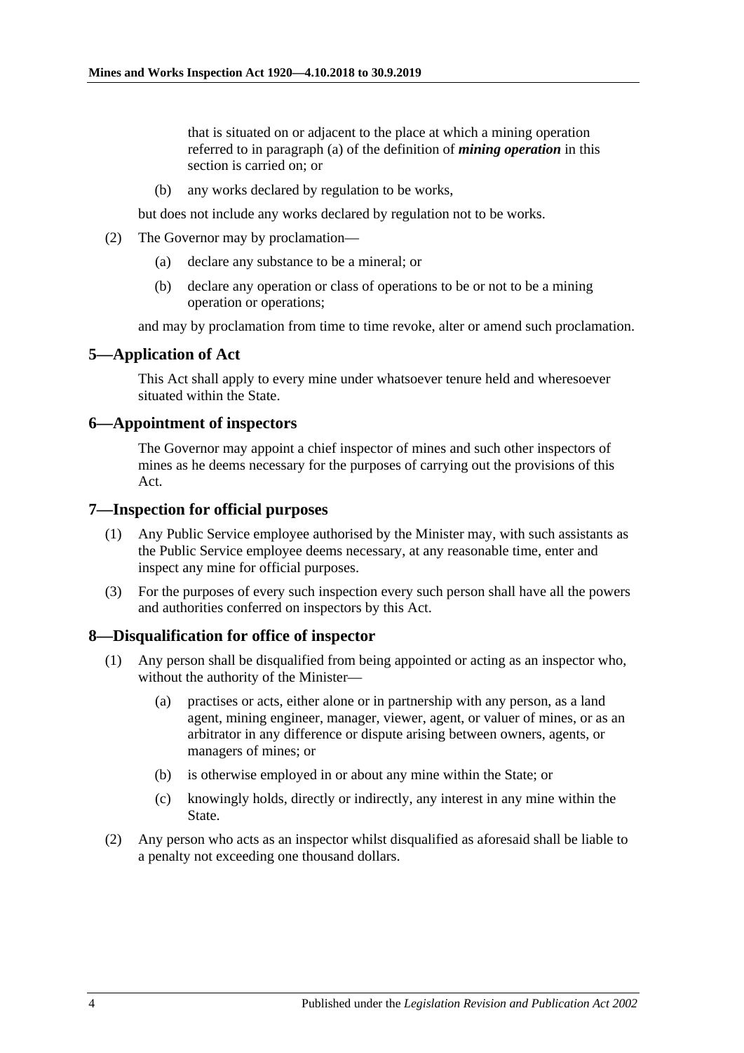that is situated on or adjacent to the place at which a mining operation referred to in paragraph (a) of the definition of ***mining operation*** in this section is carried on; or

(b) any works declared by regulation to be works,

but does not include any works declared by regulation not to be works.

(2) The Governor may by proclamation—

(a) declare any substance to be a mineral; or

(b) declare any operation or class of operations to be or not to be a mining operation or operations;

and may by proclamation from time to time revoke, alter or amend such proclamation.

## 5—Application of Act

This Act shall apply to every mine under whatsoever tenure held and wheresoever situated within the State.

## 6—Appointment of inspectors

The Governor may appoint a chief inspector of mines and such other inspectors of mines as he deems necessary for the purposes of carrying out the provisions of this Act.

## 7—Inspection for official purposes

(1) Any Public Service employee authorised by the Minister may, with such assistants as the Public Service employee deems necessary, at any reasonable time, enter and inspect any mine for official purposes.

(3) For the purposes of every such inspection every such person shall have all the powers and authorities conferred on inspectors by this Act.

## 8—Disqualification for office of inspector

(1) Any person shall be disqualified from being appointed or acting as an inspector who, without the authority of the Minister—

(a) practises or acts, either alone or in partnership with any person, as a land agent, mining engineer, manager, viewer, agent, or valuer of mines, or as an arbitrator in any difference or dispute arising between owners, agents, or managers of mines; or

(b) is otherwise employed in or about any mine within the State; or

(c) knowingly holds, directly or indirectly, any interest in any mine within the State.

(2) Any person who acts as an inspector whilst disqualified as aforesaid shall be liable to a penalty not exceeding one thousand dollars.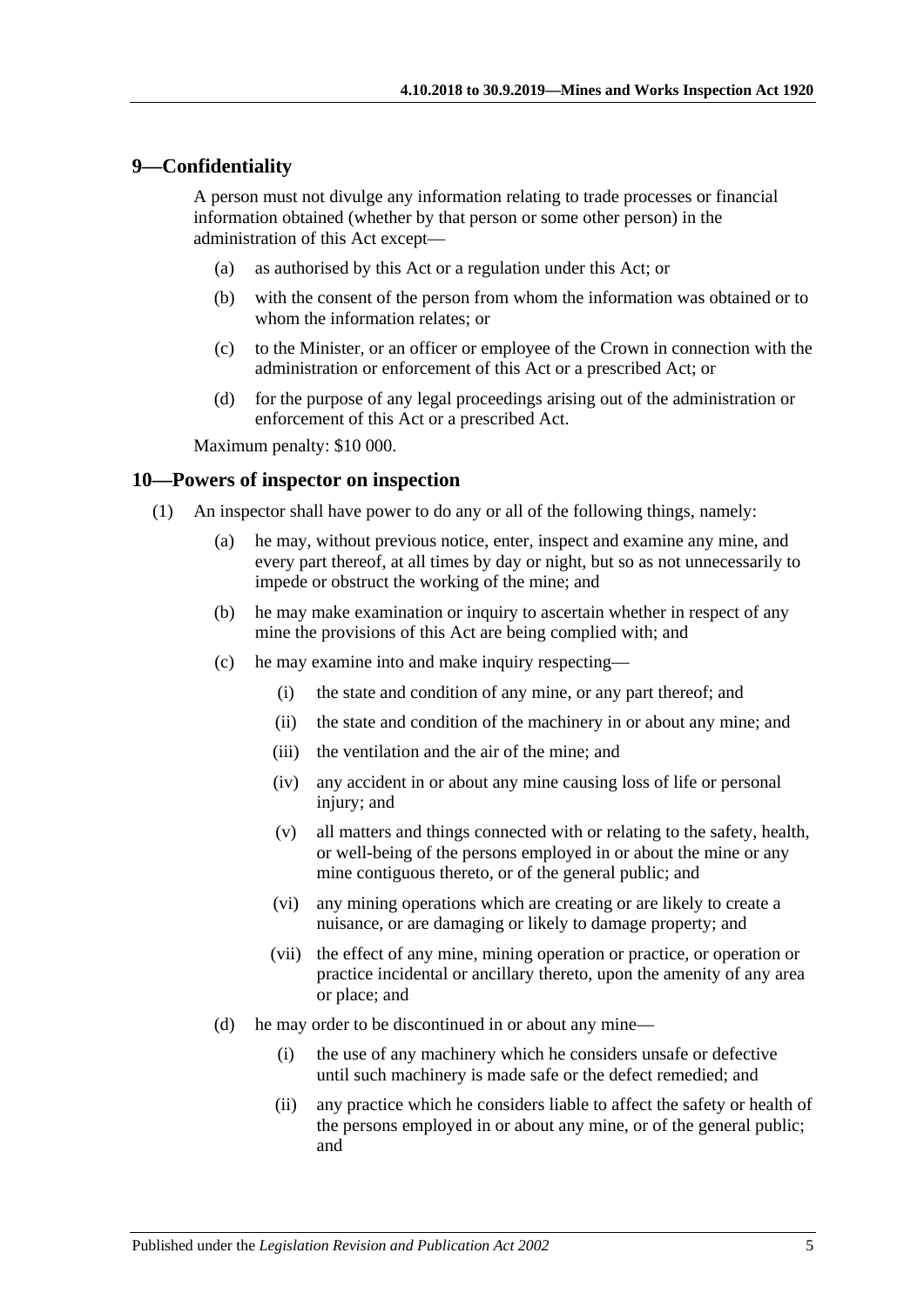## 9—Confidentiality

A person must not divulge any information relating to trade processes or financial information obtained (whether by that person or some other person) in the administration of this Act except—

(a) as authorised by this Act or a regulation under this Act; or

(b) with the consent of the person from whom the information was obtained or to whom the information relates; or

(c) to the Minister, or an officer or employee of the Crown in connection with the administration or enforcement of this Act or a prescribed Act; or

(d) for the purpose of any legal proceedings arising out of the administration or enforcement of this Act or a prescribed Act.

Maximum penalty: $10 000.

## 10—Powers of inspector on inspection

(1) An inspector shall have power to do any or all of the following things, namely:

(a) he may, without previous notice, enter, inspect and examine any mine, and every part thereof, at all times by day or night, but so as not unnecessarily to impede or obstruct the working of the mine; and

(b) he may make examination or inquiry to ascertain whether in respect of any mine the provisions of this Act are being complied with; and

(c) he may examine into and make inquiry respecting—

(i) the state and condition of any mine, or any part thereof; and

(ii) the state and condition of the machinery in or about any mine; and

(iii) the ventilation and the air of the mine; and

(iv) any accident in or about any mine causing loss of life or personal injury; and

(v) all matters and things connected with or relating to the safety, health, or well-being of the persons employed in or about the mine or any mine contiguous thereto, or of the general public; and

(vi) any mining operations which are creating or are likely to create a nuisance, or are damaging or likely to damage property; and

(vii) the effect of any mine, mining operation or practice, or operation or practice incidental or ancillary thereto, upon the amenity of any area or place; and

(d) he may order to be discontinued in or about any mine—

(i) the use of any machinery which he considers unsafe or defective until such machinery is made safe or the defect remedied; and

(ii) any practice which he considers liable to affect the safety or health of the persons employed in or about any mine, or of the general public; and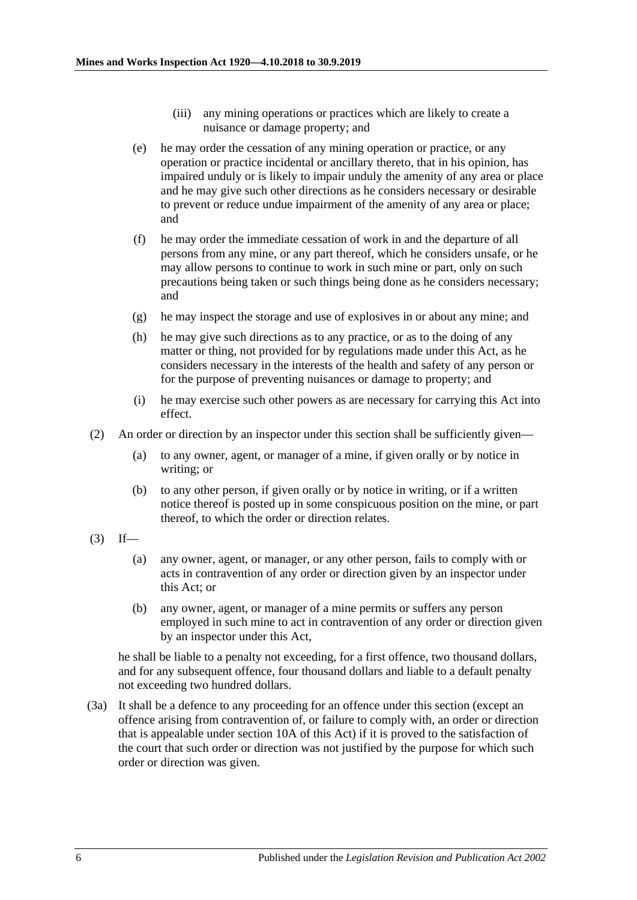(iii) any mining operations or practices which are likely to create a nuisance or damage property; and

(e) he may order the cessation of any mining operation or practice, or any operation or practice incidental or ancillary thereto, that in his opinion, has impaired unduly or is likely to impair unduly the amenity of any area or place and he may give such other directions as he considers necessary or desirable to prevent or reduce undue impairment of the amenity of any area or place; and

(f) he may order the immediate cessation of work in and the departure of all persons from any mine, or any part thereof, which he considers unsafe, or he may allow persons to continue to work in such mine or part, only on such precautions being taken or such things being done as he considers necessary; and

(g) he may inspect the storage and use of explosives in or about any mine; and

(h) he may give such directions as to any practice, or as to the doing of any matter or thing, not provided for by regulations made under this Act, as he considers necessary in the interests of the health and safety of any person or for the purpose of preventing nuisances or damage to property; and

(i) he may exercise such other powers as are necessary for carrying this Act into effect.

(2) An order or direction by an inspector under this section shall be sufficiently given—

(a) to any owner, agent, or manager of a mine, if given orally or by notice in writing; or

(b) to any other person, if given orally or by notice in writing, or if a written notice thereof is posted up in some conspicuous position on the mine, or part thereof, to which the order or direction relates.

(3) If—

(a) any owner, agent, or manager, or any other person, fails to comply with or acts in contravention of any order or direction given by an inspector under this Act; or

(b) any owner, agent, or manager of a mine permits or suffers any person employed in such mine to act in contravention of any order or direction given by an inspector under this Act,

he shall be liable to a penalty not exceeding, for a first offence, two thousand dollars, and for any subsequent offence, four thousand dollars and liable to a default penalty not exceeding two hundred dollars.

(3a) It shall be a defence to any proceeding for an offence under this section (except an offence arising from contravention of, or failure to comply with, an order or direction that is appealable under section 10A of this Act) if it is proved to the satisfaction of the court that such order or direction was not justified by the purpose for which such order or direction was given.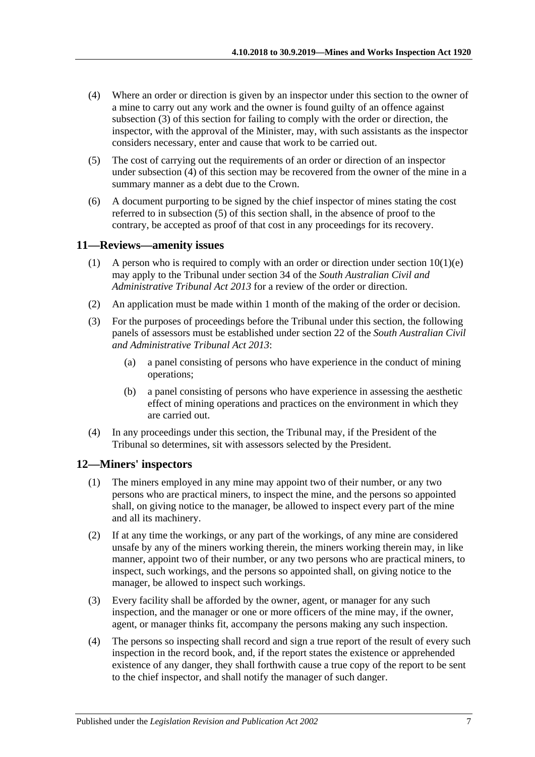(4) Where an order or direction is given by an inspector under this section to the owner of a mine to carry out any work and the owner is found guilty of an offence against subsection (3) of this section for failing to comply with the order or direction, the inspector, with the approval of the Minister, may, with such assistants as the inspector considers necessary, enter and cause that work to be carried out.

(5) The cost of carrying out the requirements of an order or direction of an inspector under subsection (4) of this section may be recovered from the owner of the mine in a summary manner as a debt due to the Crown.

(6) A document purporting to be signed by the chief inspector of mines stating the cost referred to in subsection (5) of this section shall, in the absence of proof to the contrary, be accepted as proof of that cost in any proceedings for its recovery.

## 11—Reviews—amenity issues

(1) A person who is required to comply with an order or direction under section 10(1)(e) may apply to the Tribunal under section 34 of the *South Australian Civil and Administrative Tribunal Act 2013* for a review of the order or direction.

(2) An application must be made within 1 month of the making of the order or decision.

(3) For the purposes of proceedings before the Tribunal under this section, the following panels of assessors must be established under section 22 of the *South Australian Civil and Administrative Tribunal Act 2013*:

- (a) a panel consisting of persons who have experience in the conduct of mining operations;
- (b) a panel consisting of persons who have experience in assessing the aesthetic effect of mining operations and practices on the environment in which they are carried out.

(4) In any proceedings under this section, the Tribunal may, if the President of the Tribunal so determines, sit with assessors selected by the President.

## 12—Miners' inspectors

(1) The miners employed in any mine may appoint two of their number, or any two persons who are practical miners, to inspect the mine, and the persons so appointed shall, on giving notice to the manager, be allowed to inspect every part of the mine and all its machinery.

(2) If at any time the workings, or any part of the workings, of any mine are considered unsafe by any of the miners working therein, the miners working therein may, in like manner, appoint two of their number, or any two persons who are practical miners, to inspect, such workings, and the persons so appointed shall, on giving notice to the manager, be allowed to inspect such workings.

(3) Every facility shall be afforded by the owner, agent, or manager for any such inspection, and the manager or one or more officers of the mine may, if the owner, agent, or manager thinks fit, accompany the persons making any such inspection.

(4) The persons so inspecting shall record and sign a true report of the result of every such inspection in the record book, and, if the report states the existence or apprehended existence of any danger, they shall forthwith cause a true copy of the report to be sent to the chief inspector, and shall notify the manager of such danger.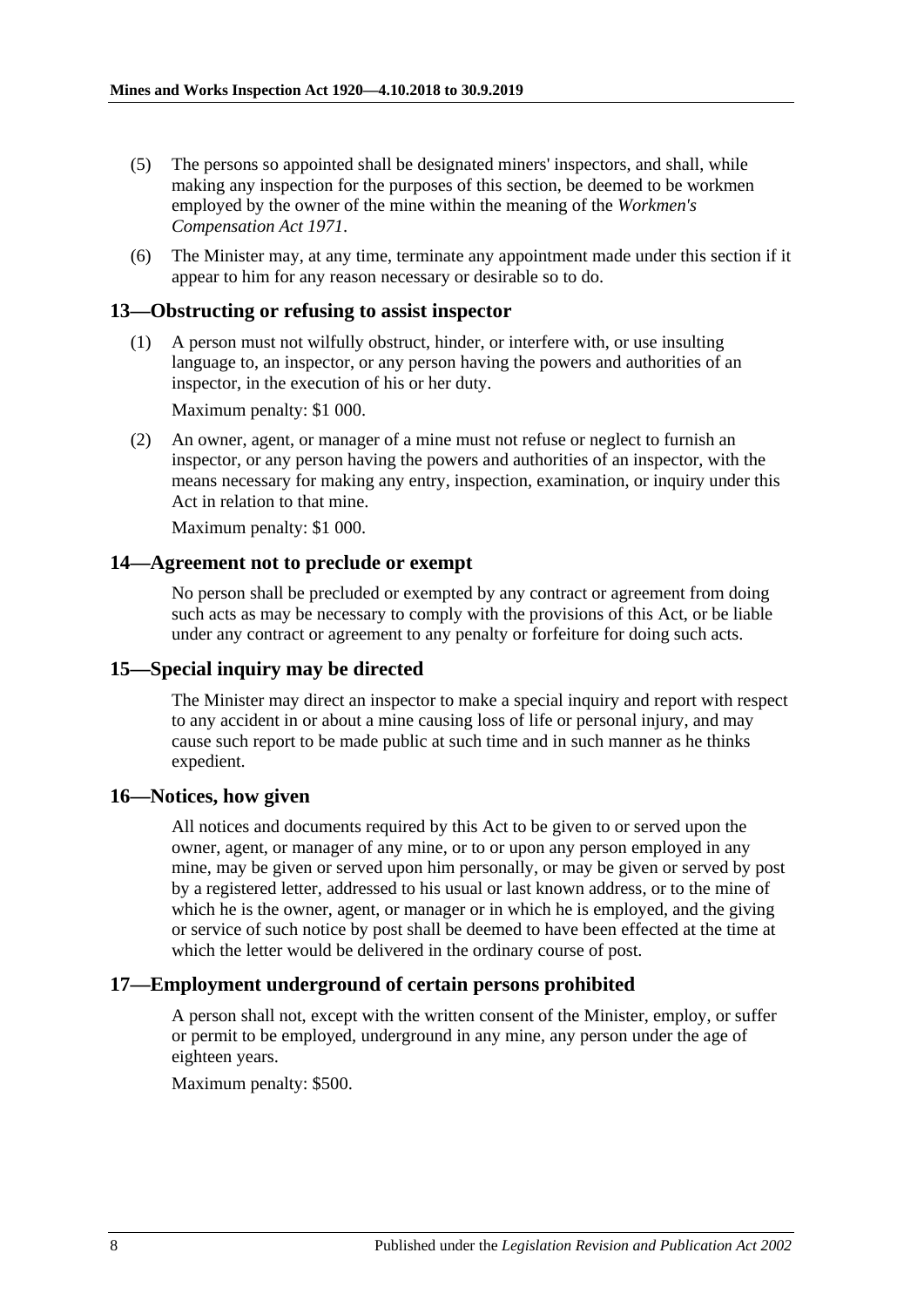(5) The persons so appointed shall be designated miners' inspectors, and shall, while making any inspection for the purposes of this section, be deemed to be workmen employed by the owner of the mine within the meaning of the *Workmen's Compensation Act 1971*.

(6) The Minister may, at any time, terminate any appointment made under this section if it appear to him for any reason necessary or desirable so to do.

## 13—Obstructing or refusing to assist inspector

(1) A person must not wilfully obstruct, hinder, or interfere with, or use insulting language to, an inspector, or any person having the powers and authorities of an inspector, in the execution of his or her duty.

Maximum penalty: $1 000.

(2) An owner, agent, or manager of a mine must not refuse or neglect to furnish an inspector, or any person having the powers and authorities of an inspector, with the means necessary for making any entry, inspection, examination, or inquiry under this Act in relation to that mine.

Maximum penalty: $1 000.

## 14—Agreement not to preclude or exempt

No person shall be precluded or exempted by any contract or agreement from doing such acts as may be necessary to comply with the provisions of this Act, or be liable under any contract or agreement to any penalty or forfeiture for doing such acts.

## 15—Special inquiry may be directed

The Minister may direct an inspector to make a special inquiry and report with respect to any accident in or about a mine causing loss of life or personal injury, and may cause such report to be made public at such time and in such manner as he thinks expedient.

## 16—Notices, how given

All notices and documents required by this Act to be given to or served upon the owner, agent, or manager of any mine, or to or upon any person employed in any mine, may be given or served upon him personally, or may be given or served by post by a registered letter, addressed to his usual or last known address, or to the mine of which he is the owner, agent, or manager or in which he is employed, and the giving or service of such notice by post shall be deemed to have been effected at the time at which the letter would be delivered in the ordinary course of post.

## 17—Employment underground of certain persons prohibited

A person shall not, except with the written consent of the Minister, employ, or suffer or permit to be employed, underground in any mine, any person under the age of eighteen years.

Maximum penalty: $500.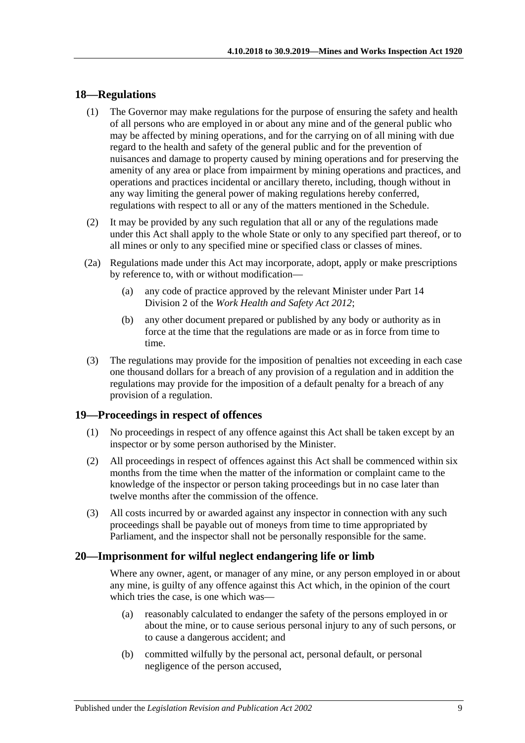## 18—Regulations

(1) The Governor may make regulations for the purpose of ensuring the safety and health of all persons who are employed in or about any mine and of the general public who may be affected by mining operations, and for the carrying on of all mining with due regard to the health and safety of the general public and for the prevention of nuisances and damage to property caused by mining operations and for preserving the amenity of any area or place from impairment by mining operations and practices, and operations and practices incidental or ancillary thereto, including, though without in any way limiting the general power of making regulations hereby conferred, regulations with respect to all or any of the matters mentioned in the Schedule.

(2) It may be provided by any such regulation that all or any of the regulations made under this Act shall apply to the whole State or only to any specified part thereof, or to all mines or only to any specified mine or specified class or classes of mines.

(2a) Regulations made under this Act may incorporate, adopt, apply or make prescriptions by reference to, with or without modification—

- (a) any code of practice approved by the relevant Minister under Part 14 Division 2 of the *Work Health and Safety Act 2012*;
- (b) any other document prepared or published by any body or authority as in force at the time that the regulations are made or as in force from time to time.

(3) The regulations may provide for the imposition of penalties not exceeding in each case one thousand dollars for a breach of any provision of a regulation and in addition the regulations may provide for the imposition of a default penalty for a breach of any provision of a regulation.

## 19—Proceedings in respect of offences

(1) No proceedings in respect of any offence against this Act shall be taken except by an inspector or by some person authorised by the Minister.

(2) All proceedings in respect of offences against this Act shall be commenced within six months from the time when the matter of the information or complaint came to the knowledge of the inspector or person taking proceedings but in no case later than twelve months after the commission of the offence.

(3) All costs incurred by or awarded against any inspector in connection with any such proceedings shall be payable out of moneys from time to time appropriated by Parliament, and the inspector shall not be personally responsible for the same.

## 20—Imprisonment for wilful neglect endangering life or limb

Where any owner, agent, or manager of any mine, or any person employed in or about any mine, is guilty of any offence against this Act which, in the opinion of the court which tries the case, is one which was—

- (a) reasonably calculated to endanger the safety of the persons employed in or about the mine, or to cause serious personal injury to any of such persons, or to cause a dangerous accident; and
- (b) committed wilfully by the personal act, personal default, or personal negligence of the person accused,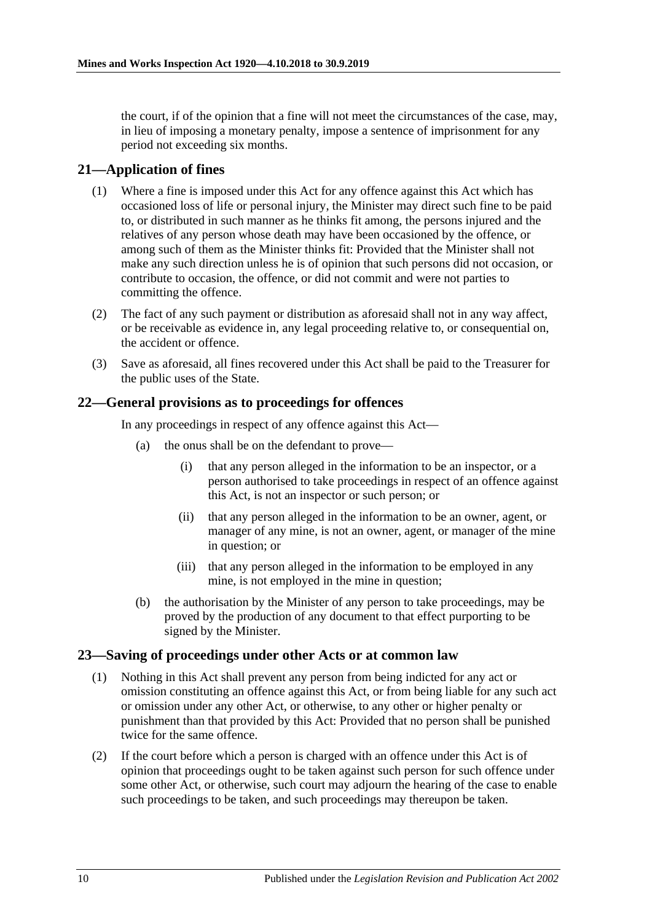the court, if of the opinion that a fine will not meet the circumstances of the case, may, in lieu of imposing a monetary penalty, impose a sentence of imprisonment for any period not exceeding six months.

## 21—Application of fines

(1) Where a fine is imposed under this Act for any offence against this Act which has occasioned loss of life or personal injury, the Minister may direct such fine to be paid to, or distributed in such manner as he thinks fit among, the persons injured and the relatives of any person whose death may have been occasioned by the offence, or among such of them as the Minister thinks fit: Provided that the Minister shall not make any such direction unless he is of opinion that such persons did not occasion, or contribute to occasion, the offence, or did not commit and were not parties to committing the offence.

(2) The fact of any such payment or distribution as aforesaid shall not in any way affect, or be receivable as evidence in, any legal proceeding relative to, or consequential on, the accident or offence.

(3) Save as aforesaid, all fines recovered under this Act shall be paid to the Treasurer for the public uses of the State.

## 22—General provisions as to proceedings for offences

In any proceedings in respect of any offence against this Act—

(a) the onus shall be on the defendant to prove—

(i) that any person alleged in the information to be an inspector, or a person authorised to take proceedings in respect of an offence against this Act, is not an inspector or such person; or

(ii) that any person alleged in the information to be an owner, agent, or manager of any mine, is not an owner, agent, or manager of the mine in question; or

(iii) that any person alleged in the information to be employed in any mine, is not employed in the mine in question;

(b) the authorisation by the Minister of any person to take proceedings, may be proved by the production of any document to that effect purporting to be signed by the Minister.

## 23—Saving of proceedings under other Acts or at common law

(1) Nothing in this Act shall prevent any person from being indicted for any act or omission constituting an offence against this Act, or from being liable for any such act or omission under any other Act, or otherwise, to any other or higher penalty or punishment than that provided by this Act: Provided that no person shall be punished twice for the same offence.

(2) If the court before which a person is charged with an offence under this Act is of opinion that proceedings ought to be taken against such person for such offence under some other Act, or otherwise, such court may adjourn the hearing of the case to enable such proceedings to be taken, and such proceedings may thereupon be taken.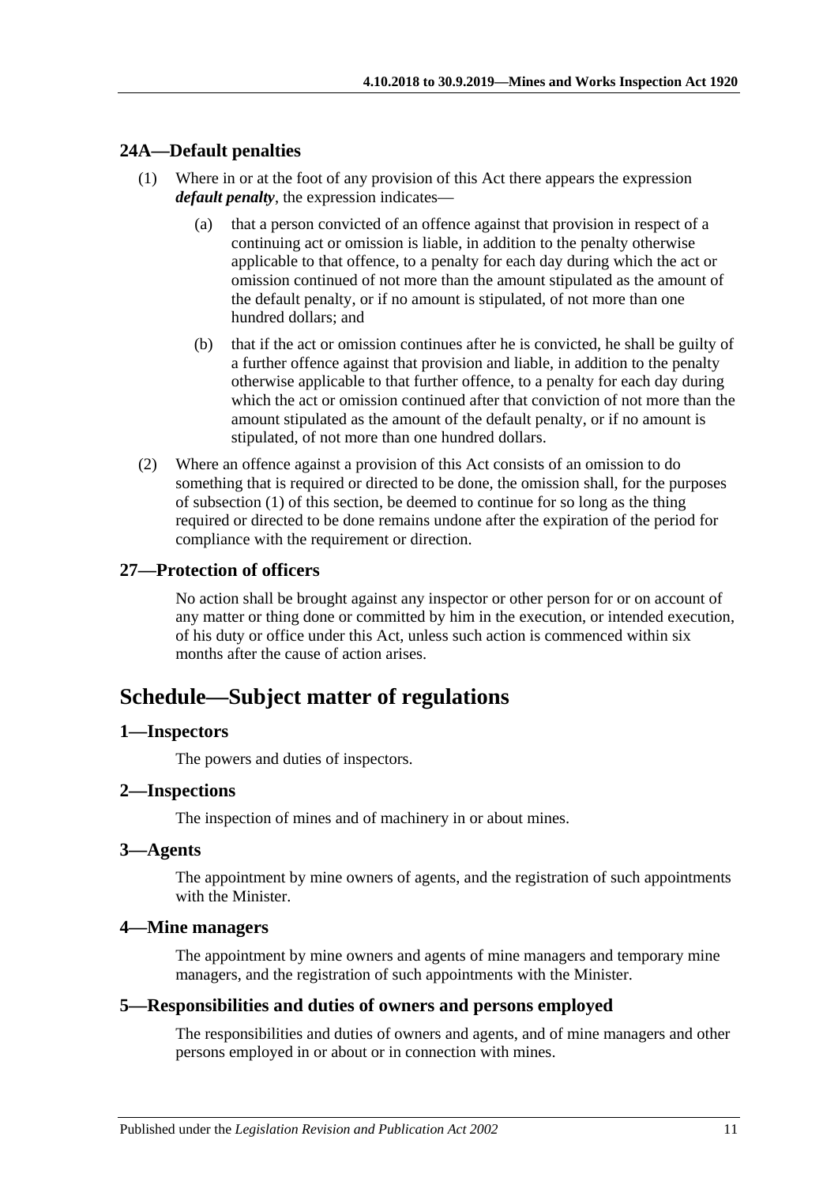### 24A—Default penalties

(1) Where in or at the foot of any provision of this Act there appears the expression ***default penalty***, the expression indicates—

(a) that a person convicted of an offence against that provision in respect of a continuing act or omission is liable, in addition to the penalty otherwise applicable to that offence, to a penalty for each day during which the act or omission continued of not more than the amount stipulated as the amount of the default penalty, or if no amount is stipulated, of not more than one hundred dollars; and

(b) that if the act or omission continues after he is convicted, he shall be guilty of a further offence against that provision and liable, in addition to the penalty otherwise applicable to that further offence, to a penalty for each day during which the act or omission continued after that conviction of not more than the amount stipulated as the amount of the default penalty, or if no amount is stipulated, of not more than one hundred dollars.

(2) Where an offence against a provision of this Act consists of an omission to do something that is required or directed to be done, the omission shall, for the purposes of subsection (1) of this section, be deemed to continue for so long as the thing required or directed to be done remains undone after the expiration of the period for compliance with the requirement or direction.

### 27—Protection of officers

No action shall be brought against any inspector or other person for or on account of any matter or thing done or committed by him in the execution, or intended execution, of his duty or office under this Act, unless such action is commenced within six months after the cause of action arises.

## Schedule—Subject matter of regulations

### 1—Inspectors

The powers and duties of inspectors.

### 2—Inspections

The inspection of mines and of machinery in or about mines.

### 3—Agents

The appointment by mine owners of agents, and the registration of such appointments with the Minister.

### 4—Mine managers

The appointment by mine owners and agents of mine managers and temporary mine managers, and the registration of such appointments with the Minister.

### 5—Responsibilities and duties of owners and persons employed

The responsibilities and duties of owners and agents, and of mine managers and other persons employed in or about or in connection with mines.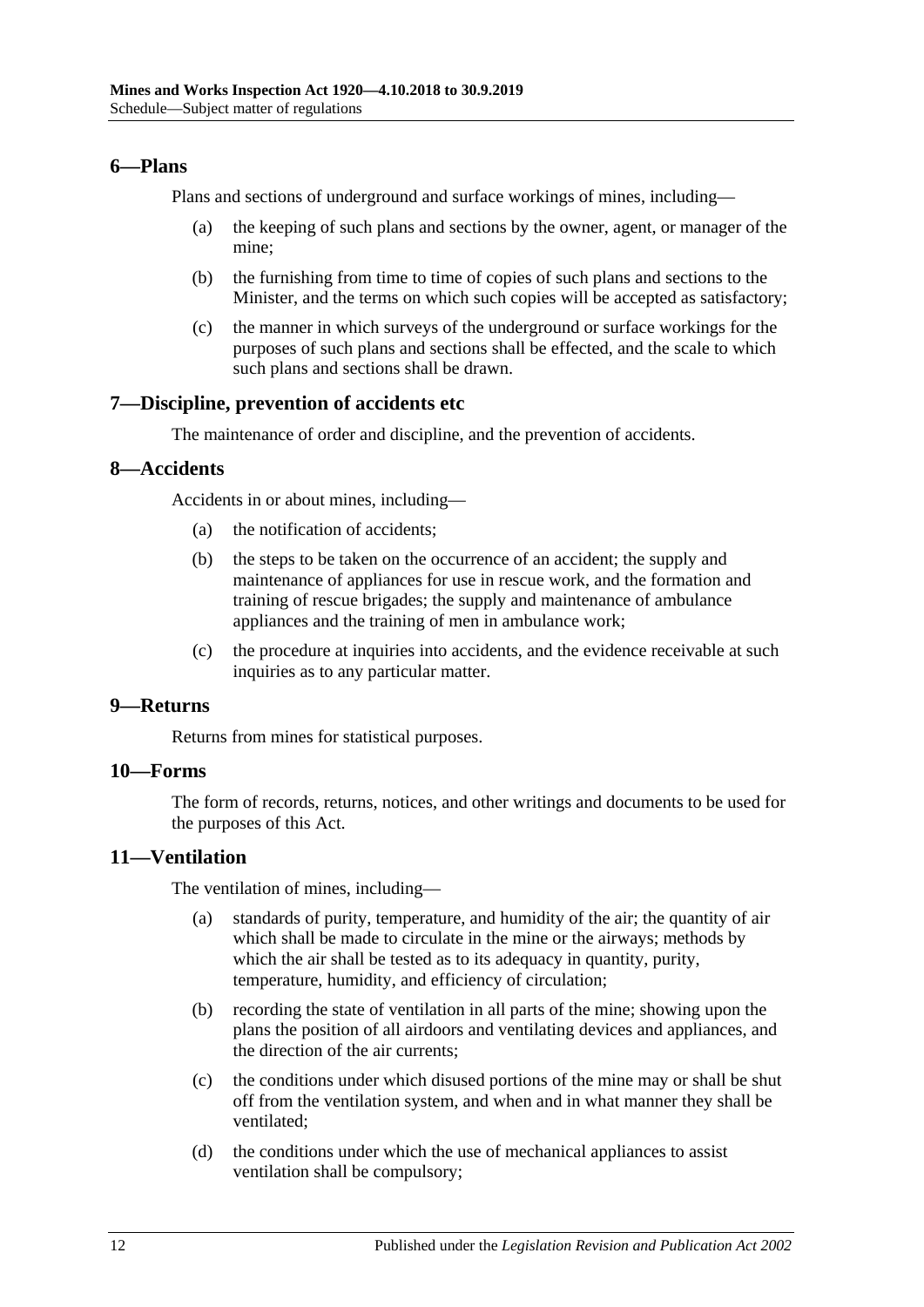## 6—Plans

Plans and sections of underground and surface workings of mines, including—

(a) the keeping of such plans and sections by the owner, agent, or manager of the mine;

(b) the furnishing from time to time of copies of such plans and sections to the Minister, and the terms on which such copies will be accepted as satisfactory;

(c) the manner in which surveys of the underground or surface workings for the purposes of such plans and sections shall be effected, and the scale to which such plans and sections shall be drawn.

## 7—Discipline, prevention of accidents etc

The maintenance of order and discipline, and the prevention of accidents.

## 8—Accidents

Accidents in or about mines, including—

(a) the notification of accidents;

(b) the steps to be taken on the occurrence of an accident; the supply and maintenance of appliances for use in rescue work, and the formation and training of rescue brigades; the supply and maintenance of ambulance appliances and the training of men in ambulance work;

(c) the procedure at inquiries into accidents, and the evidence receivable at such inquiries as to any particular matter.

## 9—Returns

Returns from mines for statistical purposes.

## 10—Forms

The form of records, returns, notices, and other writings and documents to be used for the purposes of this Act.

## 11—Ventilation

The ventilation of mines, including—

(a) standards of purity, temperature, and humidity of the air; the quantity of air which shall be made to circulate in the mine or the airways; methods by which the air shall be tested as to its adequacy in quantity, purity, temperature, humidity, and efficiency of circulation;

(b) recording the state of ventilation in all parts of the mine; showing upon the plans the position of all airdoors and ventilating devices and appliances, and the direction of the air currents;

(c) the conditions under which disused portions of the mine may or shall be shut off from the ventilation system, and when and in what manner they shall be ventilated;

(d) the conditions under which the use of mechanical appliances to assist ventilation shall be compulsory;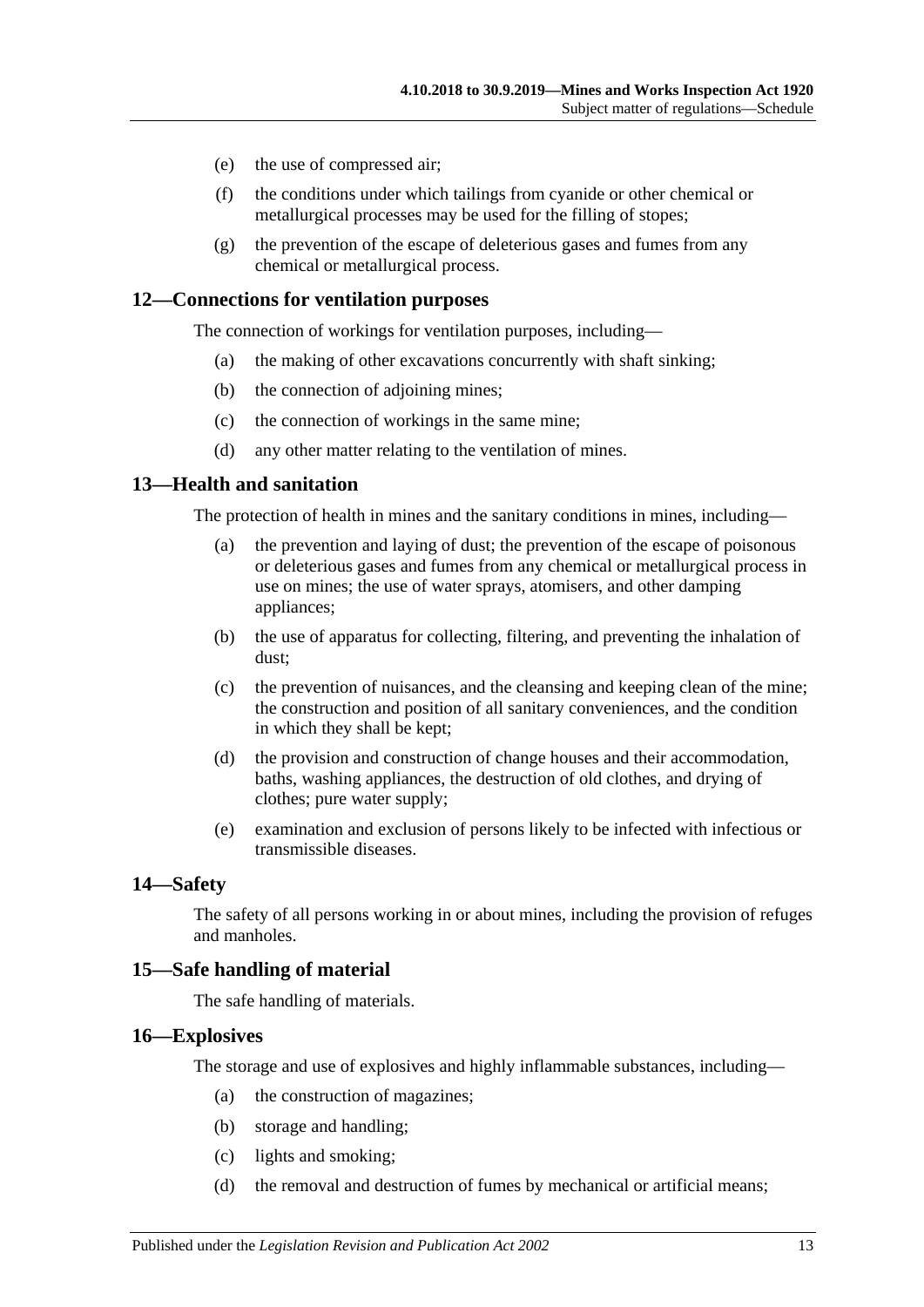(e) the use of compressed air;

(f) the conditions under which tailings from cyanide or other chemical or metallurgical processes may be used for the filling of stopes;

(g) the prevention of the escape of deleterious gases and fumes from any chemical or metallurgical process.

## 12—Connections for ventilation purposes

The connection of workings for ventilation purposes, including—

(a) the making of other excavations concurrently with shaft sinking;

(b) the connection of adjoining mines;

(c) the connection of workings in the same mine;

(d) any other matter relating to the ventilation of mines.

## 13—Health and sanitation

The protection of health in mines and the sanitary conditions in mines, including—

(a) the prevention and laying of dust; the prevention of the escape of poisonous or deleterious gases and fumes from any chemical or metallurgical process in use on mines; the use of water sprays, atomisers, and other damping appliances;

(b) the use of apparatus for collecting, filtering, and preventing the inhalation of dust;

(c) the prevention of nuisances, and the cleansing and keeping clean of the mine; the construction and position of all sanitary conveniences, and the condition in which they shall be kept;

(d) the provision and construction of change houses and their accommodation, baths, washing appliances, the destruction of old clothes, and drying of clothes; pure water supply;

(e) examination and exclusion of persons likely to be infected with infectious or transmissible diseases.

## 14—Safety

The safety of all persons working in or about mines, including the provision of refuges and manholes.

## 15—Safe handling of material

The safe handling of materials.

## 16—Explosives

The storage and use of explosives and highly inflammable substances, including—

(a) the construction of magazines;

(b) storage and handling;

(c) lights and smoking;

(d) the removal and destruction of fumes by mechanical or artificial means;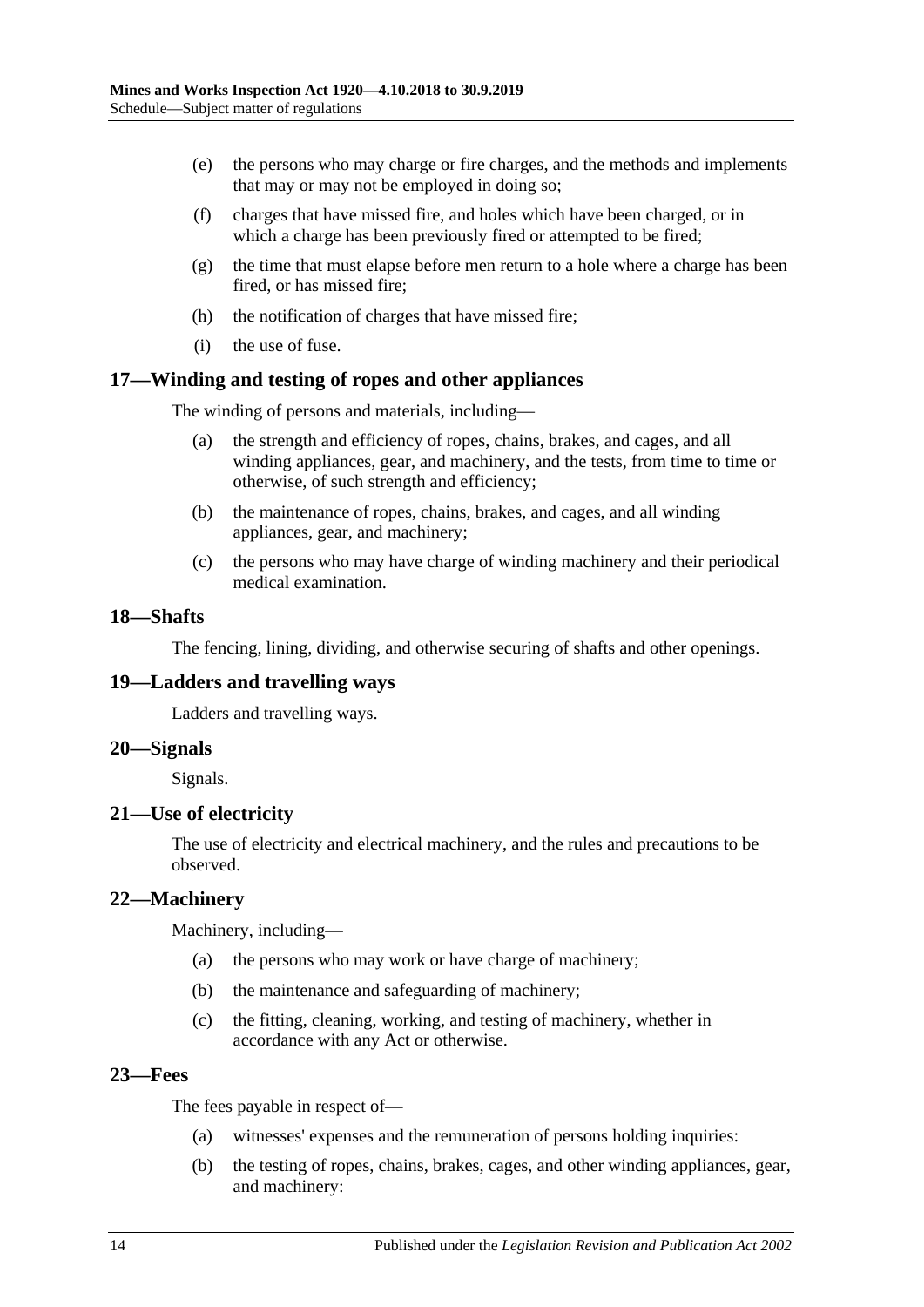(e) the persons who may charge or fire charges, and the methods and implements that may or may not be employed in doing so;

(f) charges that have missed fire, and holes which have been charged, or in which a charge has been previously fired or attempted to be fired;

(g) the time that must elapse before men return to a hole where a charge has been fired, or has missed fire;

(h) the notification of charges that have missed fire;

(i) the use of fuse.

## 17—Winding and testing of ropes and other appliances

The winding of persons and materials, including—

(a) the strength and efficiency of ropes, chains, brakes, and cages, and all winding appliances, gear, and machinery, and the tests, from time to time or otherwise, of such strength and efficiency;

(b) the maintenance of ropes, chains, brakes, and cages, and all winding appliances, gear, and machinery;

(c) the persons who may have charge of winding machinery and their periodical medical examination.

## 18—Shafts

The fencing, lining, dividing, and otherwise securing of shafts and other openings.

## 19—Ladders and travelling ways

Ladders and travelling ways.

## 20—Signals

Signals.

## 21—Use of electricity

The use of electricity and electrical machinery, and the rules and precautions to be observed.

## 22—Machinery

Machinery, including—

(a) the persons who may work or have charge of machinery;

(b) the maintenance and safeguarding of machinery;

(c) the fitting, cleaning, working, and testing of machinery, whether in accordance with any Act or otherwise.

## 23—Fees

The fees payable in respect of—

(a) witnesses' expenses and the remuneration of persons holding inquiries:

(b) the testing of ropes, chains, brakes, cages, and other winding appliances, gear, and machinery: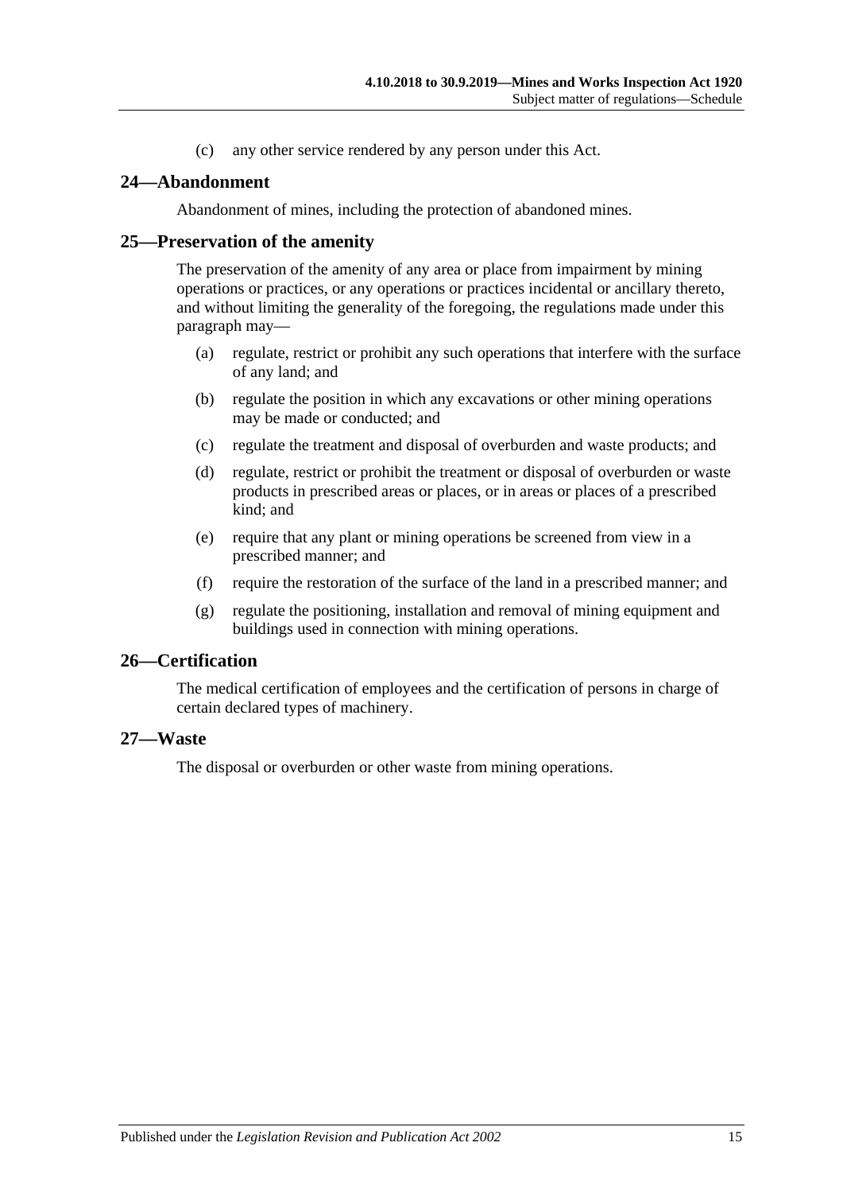(c) any other service rendered by any person under this Act.

## 24—Abandonment

Abandonment of mines, including the protection of abandoned mines.

## 25—Preservation of the amenity

The preservation of the amenity of any area or place from impairment by mining operations or practices, or any operations or practices incidental or ancillary thereto, and without limiting the generality of the foregoing, the regulations made under this paragraph may—

(a) regulate, restrict or prohibit any such operations that interfere with the surface of any land; and

(b) regulate the position in which any excavations or other mining operations may be made or conducted; and

(c) regulate the treatment and disposal of overburden and waste products; and

(d) regulate, restrict or prohibit the treatment or disposal of overburden or waste products in prescribed areas or places, or in areas or places of a prescribed kind; and

(e) require that any plant or mining operations be screened from view in a prescribed manner; and

(f) require the restoration of the surface of the land in a prescribed manner; and

(g) regulate the positioning, installation and removal of mining equipment and buildings used in connection with mining operations.

## 26—Certification

The medical certification of employees and the certification of persons in charge of certain declared types of machinery.

## 27—Waste

The disposal or overburden or other waste from mining operations.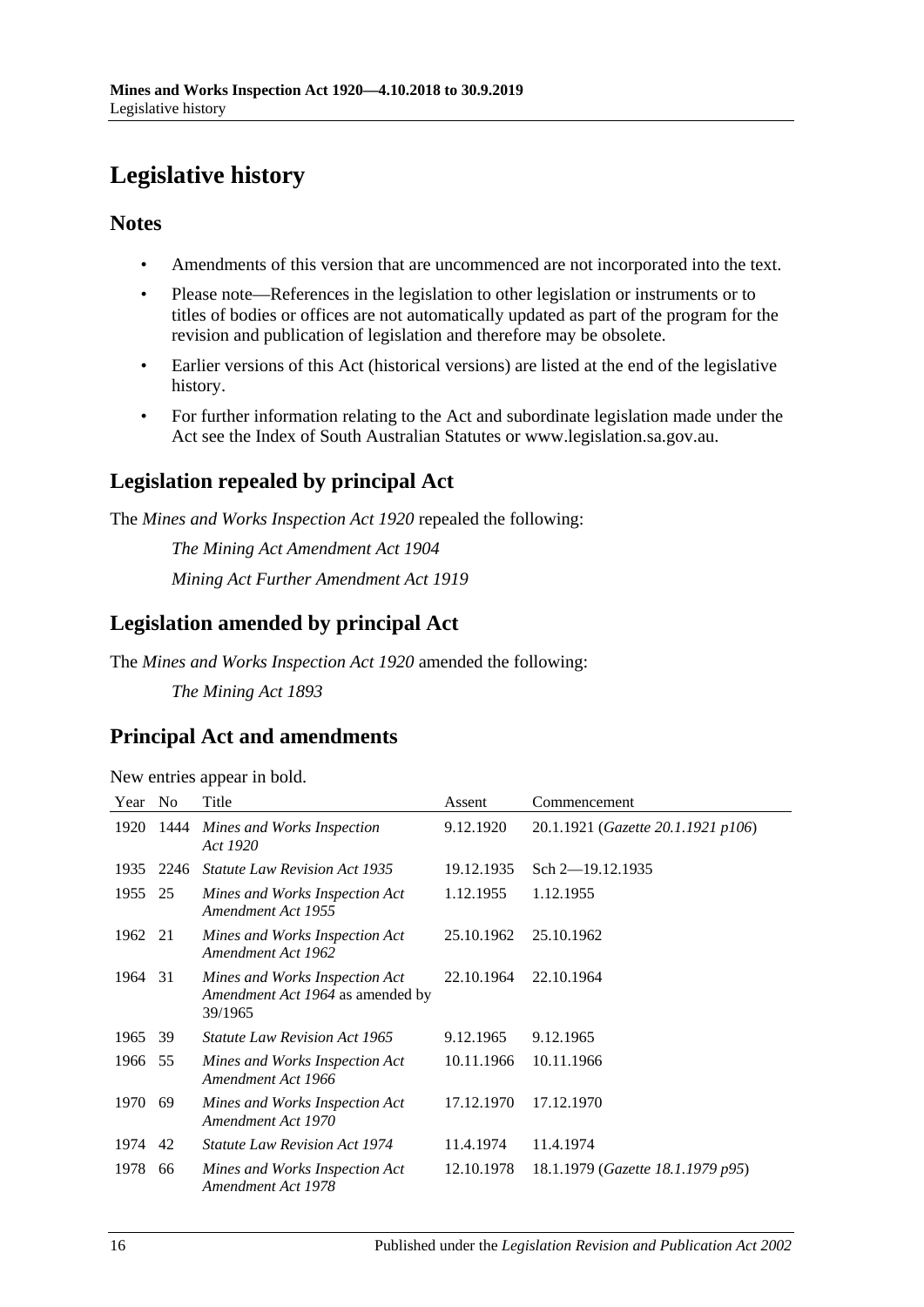# Legislative history

## Notes

- Amendments of this version that are uncommenced are not incorporated into the text.
- Please note—References in the legislation to other legislation or instruments or to titles of bodies or offices are not automatically updated as part of the program for the revision and publication of legislation and therefore may be obsolete.
- Earlier versions of this Act (historical versions) are listed at the end of the legislative history.
- For further information relating to the Act and subordinate legislation made under the Act see the Index of South Australian Statutes or www.legislation.sa.gov.au.

## Legislation repealed by principal Act

The *Mines and Works Inspection Act 1920* repealed the following:

*The Mining Act Amendment Act 1904*

*Mining Act Further Amendment Act 1919*

## Legislation amended by principal Act

The *Mines and Works Inspection Act 1920* amended the following:

*The Mining Act 1893*

## Principal Act and amendments

New entries appear in bold.

| Year | No | Title | Assent | Commencement |
|---|---|---|---|---|
| 1920 | 1444 | *Mines and Works Inspection Act 1920* | 9.12.1920 | 20.1.1921 (*Gazette 20.1.1921 p106*) |
| 1935 | 2246 | *Statute Law Revision Act 1935* | 19.12.1935 | Sch 2—19.12.1935 |
| 1955 | 25 | *Mines and Works Inspection Act Amendment Act 1955* | 1.12.1955 | 1.12.1955 |
| 1962 | 21 | *Mines and Works Inspection Act Amendment Act 1962* | 25.10.1962 | 25.10.1962 |
| 1964 | 31 | *Mines and Works Inspection Act Amendment Act 1964* as amended by 39/1965 | 22.10.1964 | 22.10.1964 |
| 1965 | 39 | *Statute Law Revision Act 1965* | 9.12.1965 | 9.12.1965 |
| 1966 | 55 | *Mines and Works Inspection Act Amendment Act 1966* | 10.11.1966 | 10.11.1966 |
| 1970 | 69 | *Mines and Works Inspection Act Amendment Act 1970* | 17.12.1970 | 17.12.1970 |
| 1974 | 42 | *Statute Law Revision Act 1974* | 11.4.1974 | 11.4.1974 |
| 1978 | 66 | *Mines and Works Inspection Act Amendment Act 1978* | 12.10.1978 | 18.1.1979 (*Gazette 18.1.1979 p95*) |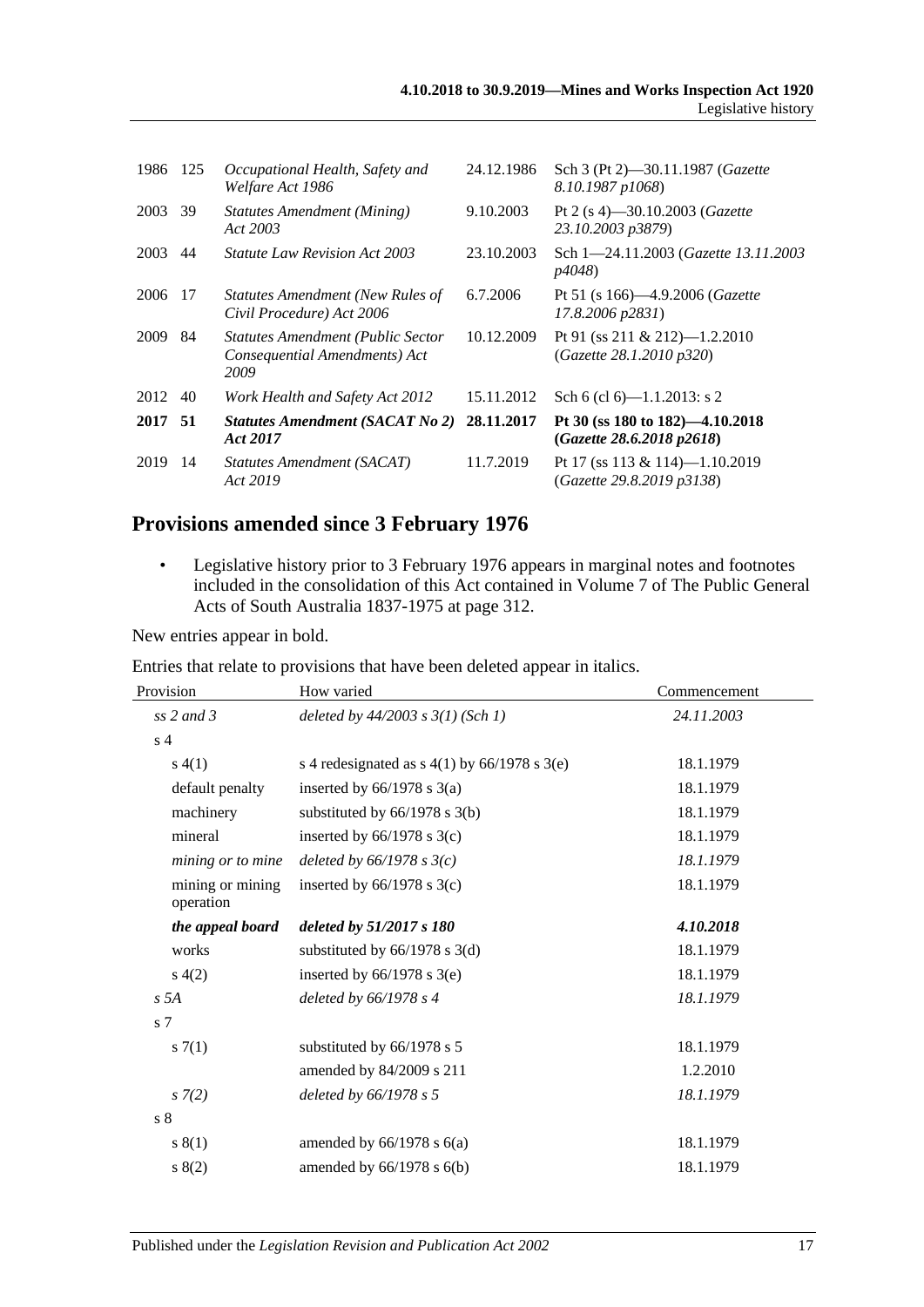| | | | | |
|---|---|---|---|---|
| 1986 | 125 | *Occupational Health, Safety and Welfare Act 1986* | 24.12.1986 | Sch 3 (Pt 2)—30.11.1987 (*Gazette 8.10.1987 p1068*) |
| 2003 | 39 | *Statutes Amendment (Mining) Act 2003* | 9.10.2003 | Pt 2 (s 4)—30.10.2003 (*Gazette 23.10.2003 p3879*) |
| 2003 | 44 | *Statute Law Revision Act 2003* | 23.10.2003 | Sch 1—24.11.2003 (*Gazette 13.11.2003 p4048*) |
| 2006 | 17 | *Statutes Amendment (New Rules of Civil Procedure) Act 2006* | 6.7.2006 | Pt 51 (s 166)—4.9.2006 (*Gazette 17.8.2006 p2831*) |
| 2009 | 84 | *Statutes Amendment (Public Sector Consequential Amendments) Act 2009* | 10.12.2009 | Pt 91 (ss 211 & 212)—1.2.2010 (*Gazette 28.1.2010 p320*) |
| 2012 | 40 | *Work Health and Safety Act 2012* | 15.11.2012 | Sch 6 (cl 6)—1.1.2013: s 2 |
| **2017** | **51** | ***Statutes Amendment (SACAT No 2) Act 2017*** | **28.11.2017** | **Pt 30 (ss 180 to 182)—4.10.2018 (*Gazette 28.6.2018 p2618*)** |
| 2019 | 14 | *Statutes Amendment (SACAT) Act 2019* | 11.7.2019 | Pt 17 (ss 113 & 114)—1.10.2019 (*Gazette 29.8.2019 p3138*) |

## Provisions amended since 3 February 1976

- Legislative history prior to 3 February 1976 appears in marginal notes and footnotes included in the consolidation of this Act contained in Volume 7 of The Public General Acts of South Australia 1837-1975 at page 312.

New entries appear in bold.

Entries that relate to provisions that have been deleted appear in italics.

| Provision | How varied | Commencement |
|---|---|---|
| *ss 2 and 3* | *deleted by 44/2003 s 3(1) (Sch 1)* | *24.11.2003* |
| s 4 | | |
| s 4(1) | s 4 redesignated as s 4(1) by 66/1978 s 3(e) | 18.1.1979 |
| default penalty | inserted by 66/1978 s 3(a) | 18.1.1979 |
| machinery | substituted by 66/1978 s 3(b) | 18.1.1979 |
| mineral | inserted by 66/1978 s 3(c) | 18.1.1979 |
| *mining or to mine* | *deleted by 66/1978 s 3(c)* | *18.1.1979* |
| mining or mining operation | inserted by 66/1978 s 3(c) | 18.1.1979 |
| ***the appeal board*** | ***deleted by 51/2017 s 180*** | ***4.10.2018*** |
| works | substituted by 66/1978 s 3(d) | 18.1.1979 |
| s 4(2) | inserted by 66/1978 s 3(e) | 18.1.1979 |
| *s 5A* | *deleted by 66/1978 s 4* | *18.1.1979* |
| s 7 | | |
| s 7(1) | substituted by 66/1978 s 5 | 18.1.1979 |
| | amended by 84/2009 s 211 | 1.2.2010 |
| *s 7(2)* | *deleted by 66/1978 s 5* | *18.1.1979* |
| s 8 | | |
| s 8(1) | amended by 66/1978 s 6(a) | 18.1.1979 |
| s 8(2) | amended by 66/1978 s 6(b) | 18.1.1979 |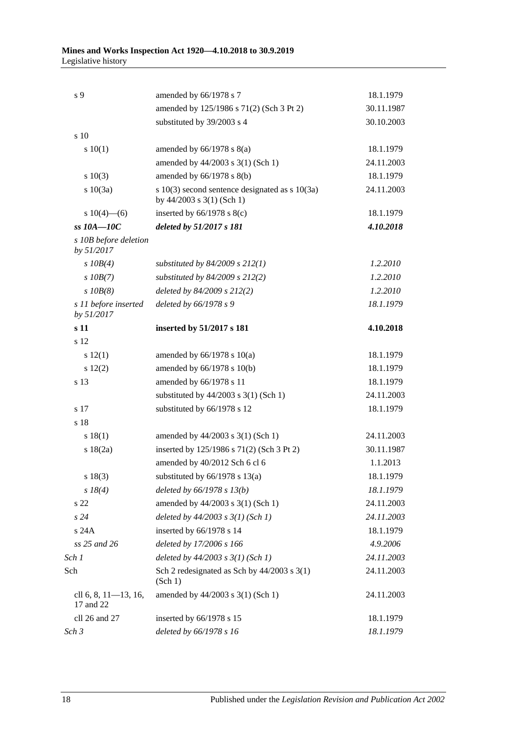| | | |
|---|---|---|
| s 9 | amended by 66/1978 s 7 | 18.1.1979 |
| | amended by 125/1986 s 71(2) (Sch 3 Pt 2) | 30.11.1987 |
| | substituted by 39/2003 s 4 | 30.10.2003 |
| s 10 | | |
| s 10(1) | amended by 66/1978 s 8(a) | 18.1.1979 |
| | amended by 44/2003 s 3(1) (Sch 1) | 24.11.2003 |
| s 10(3) | amended by 66/1978 s 8(b) | 18.1.1979 |
| s 10(3a) | s 10(3) second sentence designated as s 10(3a) by 44/2003 s 3(1) (Sch 1) | 24.11.2003 |
| s 10(4)—(6) | inserted by 66/1978 s 8(c) | 18.1.1979 |
| ***ss 10A—10C*** | ***deleted by 51/2017 s 181*** | ***4.10.2018*** |
| *s 10B before deletion by 51/2017* | | |
| *s 10B(4)* | *substituted by 84/2009 s 212(1)* | *1.2.2010* |
| *s 10B(7)* | *substituted by 84/2009 s 212(2)* | *1.2.2010* |
| *s 10B(8)* | *deleted by 84/2009 s 212(2)* | *1.2.2010* |
| *s 11 before inserted by 51/2017* | *deleted by 66/1978 s 9* | *18.1.1979* |
| **s 11** | **inserted by 51/2017 s 181** | **4.10.2018** |
| s 12 | | |
| s 12(1) | amended by 66/1978 s 10(a) | 18.1.1979 |
| s 12(2) | amended by 66/1978 s 10(b) | 18.1.1979 |
| s 13 | amended by 66/1978 s 11 | 18.1.1979 |
| | substituted by 44/2003 s 3(1) (Sch 1) | 24.11.2003 |
| s 17 | substituted by 66/1978 s 12 | 18.1.1979 |
| s 18 | | |
| s 18(1) | amended by 44/2003 s 3(1) (Sch 1) | 24.11.2003 |
| s 18(2a) | inserted by 125/1986 s 71(2) (Sch 3 Pt 2) | 30.11.1987 |
| | amended by 40/2012 Sch 6 cl 6 | 1.1.2013 |
| s 18(3) | substituted by 66/1978 s 13(a) | 18.1.1979 |
| *s 18(4)* | *deleted by 66/1978 s 13(b)* | *18.1.1979* |
| s 22 | amended by 44/2003 s 3(1) (Sch 1) | 24.11.2003 |
| *s 24* | *deleted by 44/2003 s 3(1) (Sch 1)* | *24.11.2003* |
| s 24A | inserted by 66/1978 s 14 | 18.1.1979 |
| *ss 25 and 26* | *deleted by 17/2006 s 166* | *4.9.2006* |
| *Sch 1* | *deleted by 44/2003 s 3(1) (Sch 1)* | *24.11.2003* |
| Sch | Sch 2 redesignated as Sch by 44/2003 s 3(1) (Sch 1) | 24.11.2003 |
| cll 6, 8, 11—13, 16, 17 and 22 | amended by 44/2003 s 3(1) (Sch 1) | 24.11.2003 |
| cll 26 and 27 | inserted by 66/1978 s 15 | 18.1.1979 |
| *Sch 3* | *deleted by 66/1978 s 16* | *18.1.1979* |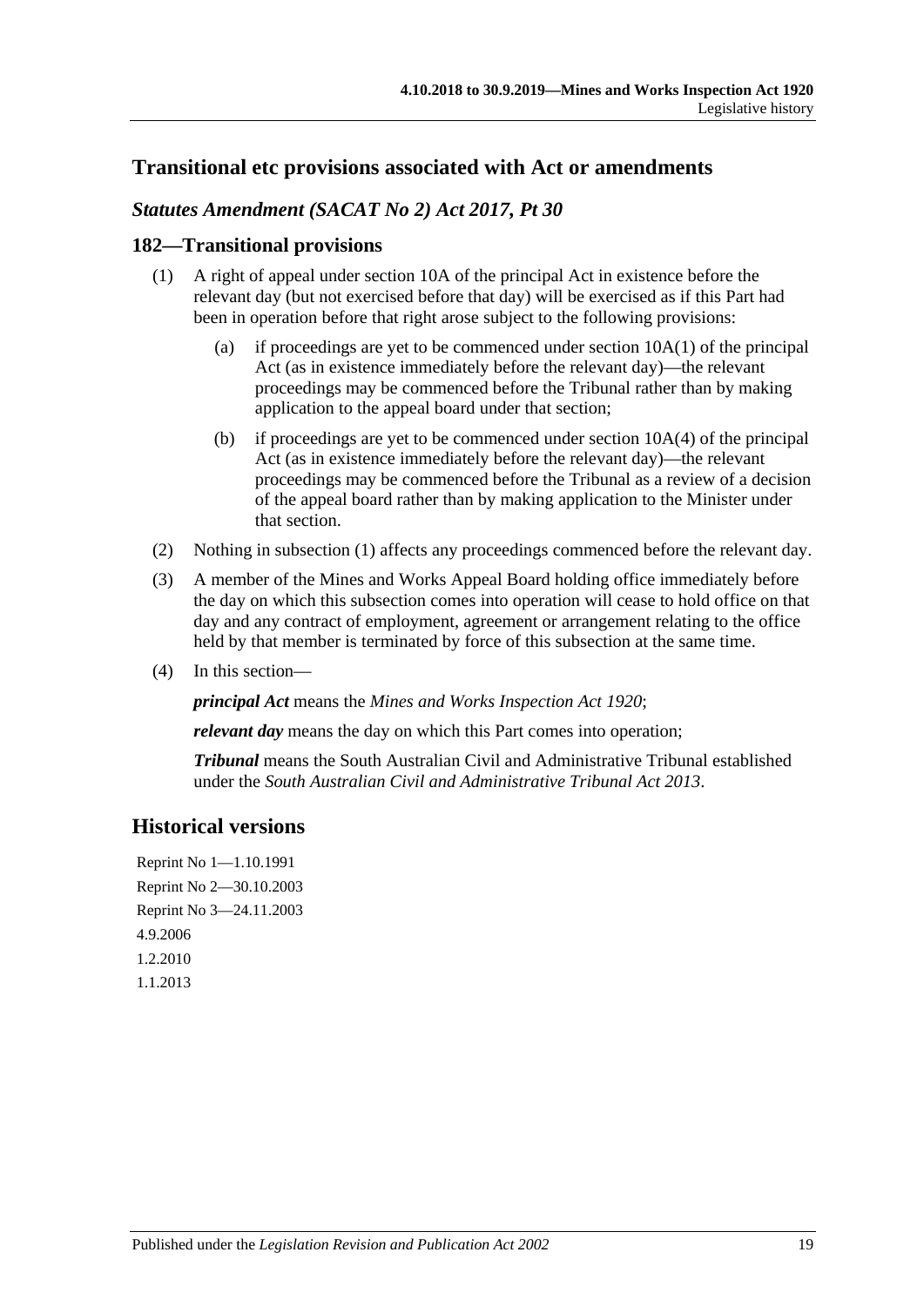## Transitional etc provisions associated with Act or amendments

### *Statutes Amendment (SACAT No 2) Act 2017, Pt 30*

### 182—Transitional provisions

(1) A right of appeal under section 10A of the principal Act in existence before the relevant day (but not exercised before that day) will be exercised as if this Part had been in operation before that right arose subject to the following provisions:

- (a) if proceedings are yet to be commenced under section 10A(1) of the principal Act (as in existence immediately before the relevant day)—the relevant proceedings may be commenced before the Tribunal rather than by making application to the appeal board under that section;
- (b) if proceedings are yet to be commenced under section 10A(4) of the principal Act (as in existence immediately before the relevant day)—the relevant proceedings may be commenced before the Tribunal as a review of a decision of the appeal board rather than by making application to the Minister under that section.

(2) Nothing in subsection (1) affects any proceedings commenced before the relevant day.

(3) A member of the Mines and Works Appeal Board holding office immediately before the day on which this subsection comes into operation will cease to hold office on that day and any contract of employment, agreement or arrangement relating to the office held by that member is terminated by force of this subsection at the same time.

(4) In this section—

***principal Act*** means the *Mines and Works Inspection Act 1920*;

***relevant day*** means the day on which this Part comes into operation;

***Tribunal*** means the South Australian Civil and Administrative Tribunal established under the *South Australian Civil and Administrative Tribunal Act 2013*.

## Historical versions

Reprint No 1—1.10.1991

Reprint No 2—30.10.2003

Reprint No 3—24.11.2003

4.9.2006

1.2.2010

1.1.2013